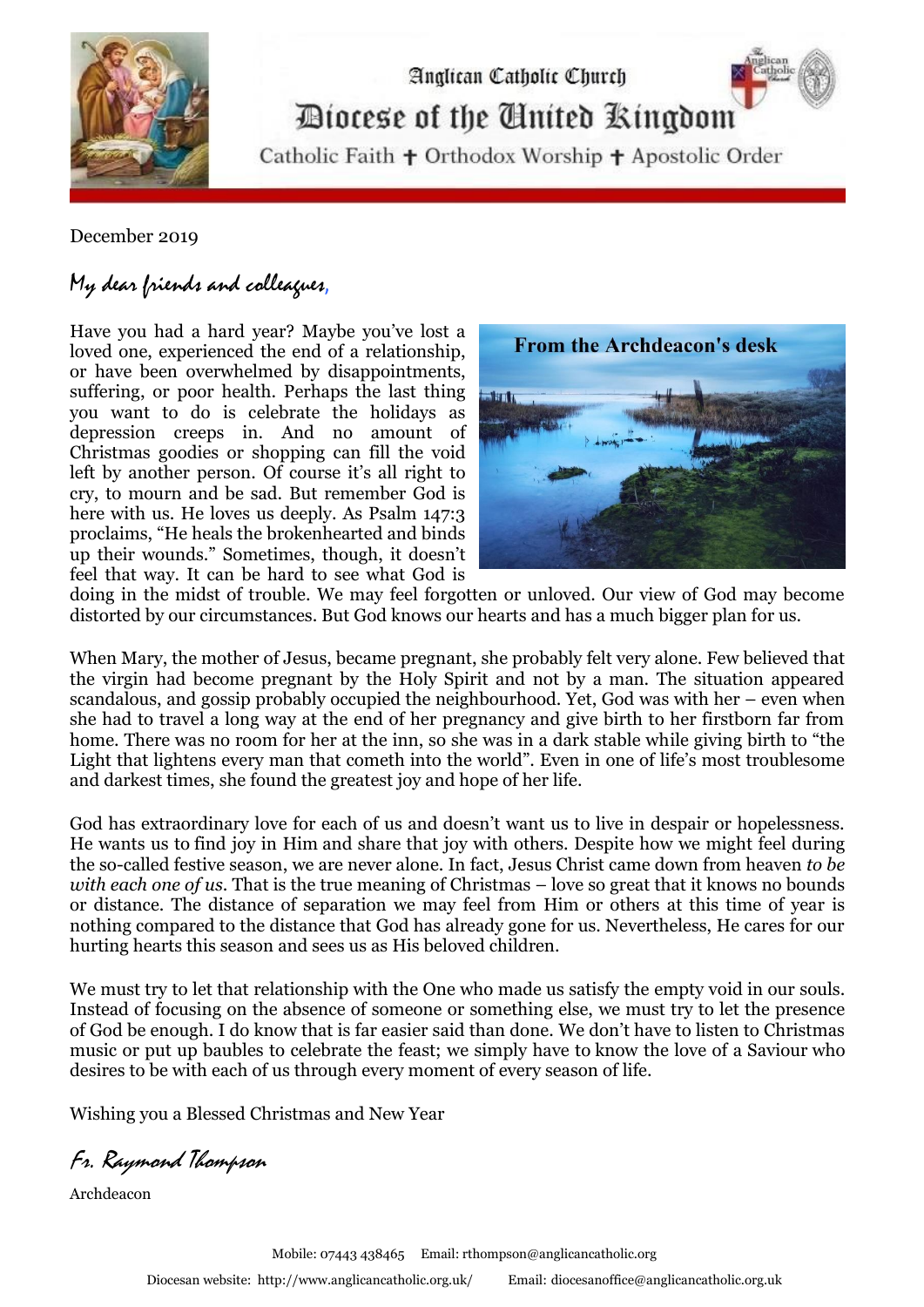Anglican Catholic Church

# Diocese of the United Kingdom

Catholic Faith ✝ Orthodox Worship ✝ Apostolic Order

December 2019

*My dear friends and colleagues,*

**From the Archdeacon's desk**

Have you had a hard year? Maybe you've lost a loved one, experienced the end of a relationship, or have been overwhelmed by disappointments, suffering, or poor health. Perhaps the last thing you want to do is celebrate the holidays as depression creeps in. And no amount of Christmas goodies or shopping can fill the void left by another person. Of course it's all right to cry, to mourn and be sad. But remember God is here with us. He loves us deeply. As Psalm 147:3 proclaims, "He heals the brokenhearted and binds up their wounds." Sometimes, though, it doesn't feel that way. It can be hard to see what God is doing in the midst of trouble. We may feel forgotten or unloved. Our view of God may become distorted by our circumstances. But God knows our hearts and has a much bigger plan for us.

When Mary, the mother of Jesus, became pregnant, she probably felt very alone. Few believed that the virgin had become pregnant by the Holy Spirit and not by a man. The situation appeared scandalous, and gossip probably occupied the neighbourhood. Yet, God was with her – even when she had to travel a long way at the end of her pregnancy and give birth to her firstborn far from home. There was no room for her at the inn, so she was in a dark stable while giving birth to "the Light that lightens every man that cometh into the world". Even in one of life's most troublesome and darkest times, she found the greatest joy and hope of her life.

God has extraordinary love for each of us and doesn't want us to live in despair or hopelessness. He wants us to find joy in Him and share that joy with others. Despite how we might feel during the so-called festive season, we are never alone. In fact, Jesus Christ came down from heaven *to be with each one of us*. That is the true meaning of Christmas – love so great that it knows no bounds or distance. The distance of separation we may feel from Him or others at this time of year is nothing compared to the distance that God has already gone for us. Nevertheless, He cares for our hurting hearts this season and sees us as His beloved children.

We must try to let that relationship with the One who made us satisfy the empty void in our souls. Instead of focusing on the absence of someone or something else, we must try to let the presence of God be enough. I do know that is far easier said than done. We don't have to listen to Christmas music or put up baubles to celebrate the feast; we simply have to know the love of a Saviour who desires to be with each of us through every moment of every season of life.

Wishing you a Blessed Christmas and New Year

*Fr. Raymond Thompson*

Archdeacon

Mobile: 07443 438465 Email: rthompson@anglicancatholic.org

Diocesan website: http://www.anglicancatholic.org.uk/ Email: diocesanoffice@anglicancatholic.org.uk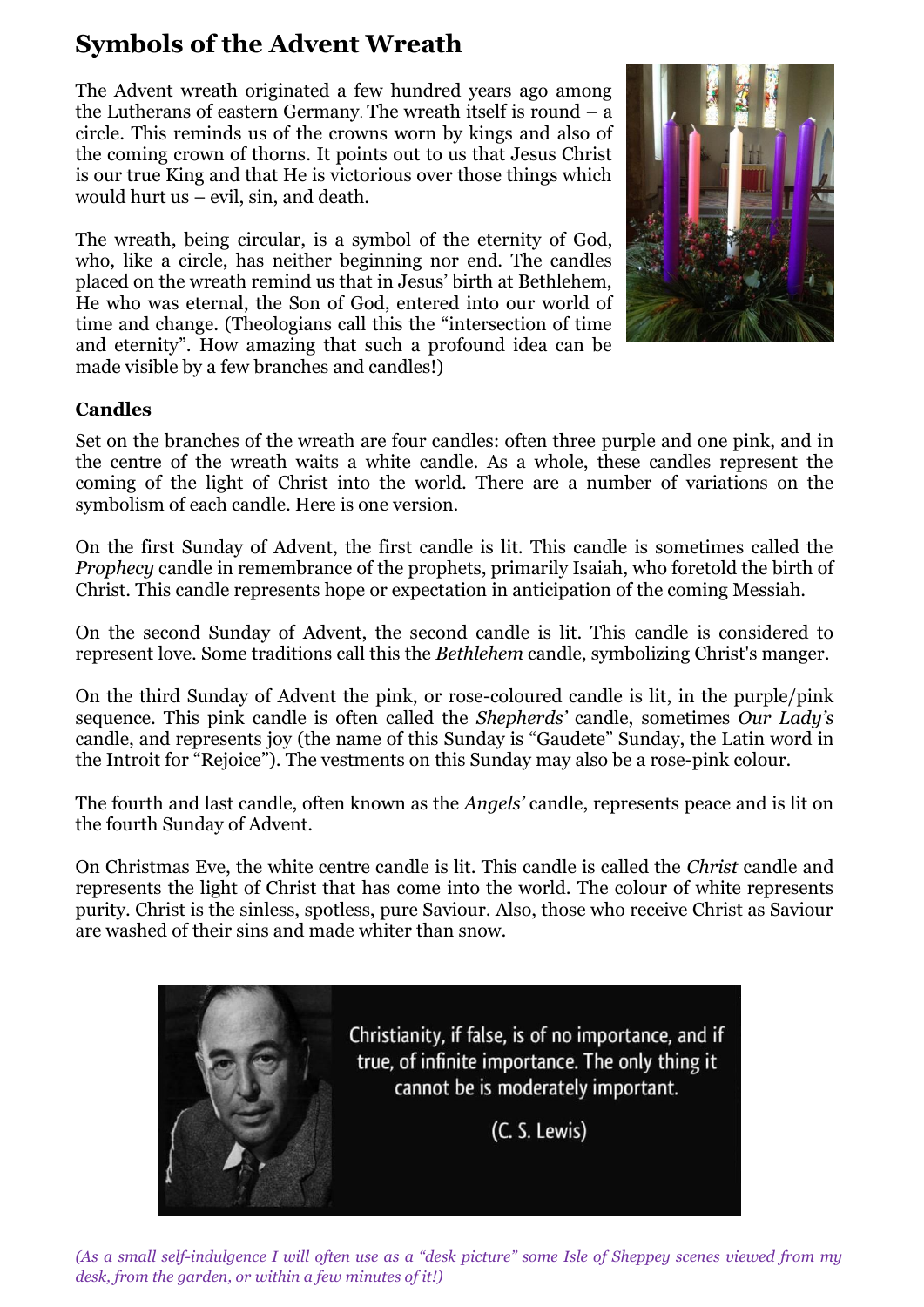# Symbols of the Advent Wreath

The Advent wreath originated a few hundred years ago among the Lutherans of eastern Germany. The wreath itself is round – a circle. This reminds us of the crowns worn by kings and also of the coming crown of thorns. It points out to us that Jesus Christ is our true King and that He is victorious over those things which would hurt us – evil, sin, and death.

The wreath, being circular, is a symbol of the eternity of God, who, like a circle, has neither beginning nor end. The candles placed on the wreath remind us that in Jesus' birth at Bethlehem, He who was eternal, the Son of God, entered into our world of time and change. (Theologians call this the "intersection of time and eternity". How amazing that such a profound idea can be made visible by a few branches and candles!)

### Candles

Set on the branches of the wreath are four candles: often three purple and one pink, and in the centre of the wreath waits a white candle. As a whole, these candles represent the coming of the light of Christ into the world. There are a number of variations on the symbolism of each candle. Here is one version.

On the first Sunday of Advent, the first candle is lit. This candle is sometimes called the *Prophecy* candle in remembrance of the prophets, primarily Isaiah, who foretold the birth of Christ. This candle represents hope or expectation in anticipation of the coming Messiah.

On the second Sunday of Advent, the second candle is lit. This candle is considered to represent love. Some traditions call this the *Bethlehem* candle, symbolizing Christ's manger.

On the third Sunday of Advent the pink, or rose-coloured candle is lit, in the purple/pink sequence. This pink candle is often called the *Shepherds'* candle, sometimes *Our Lady's* candle, and represents joy (the name of this Sunday is "Gaudete" Sunday, the Latin word in the Introit for "Rejoice"). The vestments on this Sunday may also be a rose-pink colour.

The fourth and last candle, often known as the *Angels'* candle, represents peace and is lit on the fourth Sunday of Advent.

On Christmas Eve, the white centre candle is lit. This candle is called the *Christ* candle and represents the light of Christ that has come into the world. The colour of white represents purity. Christ is the sinless, spotless, pure Saviour. Also, those who receive Christ as Saviour are washed of their sins and made whiter than snow.

Christianity, if false, is of no importance, and if true, of infinite importance. The only thing it cannot be is moderately important.

(C. S. Lewis)

*(As a small self-indulgence I will often use as a "desk picture" some Isle of Sheppey scenes viewed from my desk, from the garden, or within a few minutes of it!)*